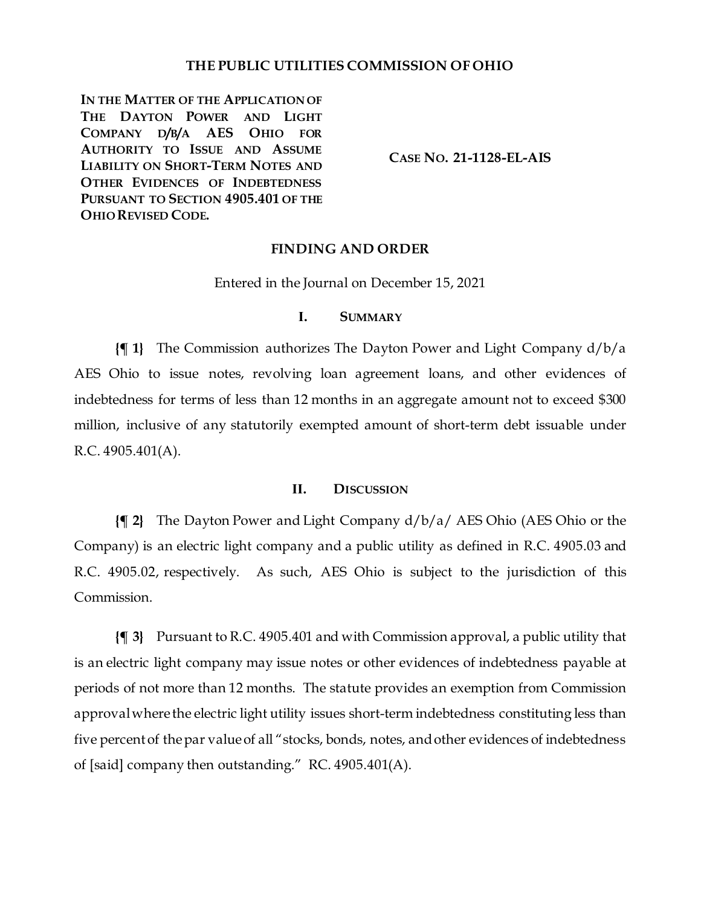## THE PUBLIC UTILITIES COMMISSION OF OHIO

**IN THE MATTER OF THE APPLICATION OF THE DAYTON POWER AND LIGHT COMPANY D/B/A AES OHIO FOR AUTHORITY TO ISSUE AND ASSUME LIABILITY ON SHORT-TERM NOTES AND OTHER EVIDENCES OF INDEBTEDNESS PURSUANT TO SECTION 4905.401 OF THE OHIO REVISED CODE.**

**CASE NO. 21-1128-EL-AIS**

## FINDING AND ORDER

Entered in the Journal on December 15, 2021

### I. SUMMARY

**{¶ 1}** The Commission authorizes The Dayton Power and Light Company d/b/a AES Ohio to issue notes, revolving loan agreement loans, and other evidences of indebtedness for terms of less than 12 months in an aggregate amount not to exceed $300 million, inclusive of any statutorily exempted amount of short-term debt issuable under R.C. 4905.401(A).

### II. DISCUSSION

**{¶ 2}** The Dayton Power and Light Company d/b/a/ AES Ohio (AES Ohio or the Company) is an electric light company and a public utility as defined in R.C. 4905.03 and R.C. 4905.02, respectively. As such, AES Ohio is subject to the jurisdiction of this Commission.

**{¶ 3}** Pursuant to R.C. 4905.401 and with Commission approval, a public utility that is an electric light company may issue notes or other evidences of indebtedness payable at periods of not more than 12 months. The statute provides an exemption from Commission approval where the electric light utility issues short-term indebtedness constituting less than five percent of the par value of all "stocks, bonds, notes, and other evidences of indebtedness of [said] company then outstanding." RC. 4905.401(A).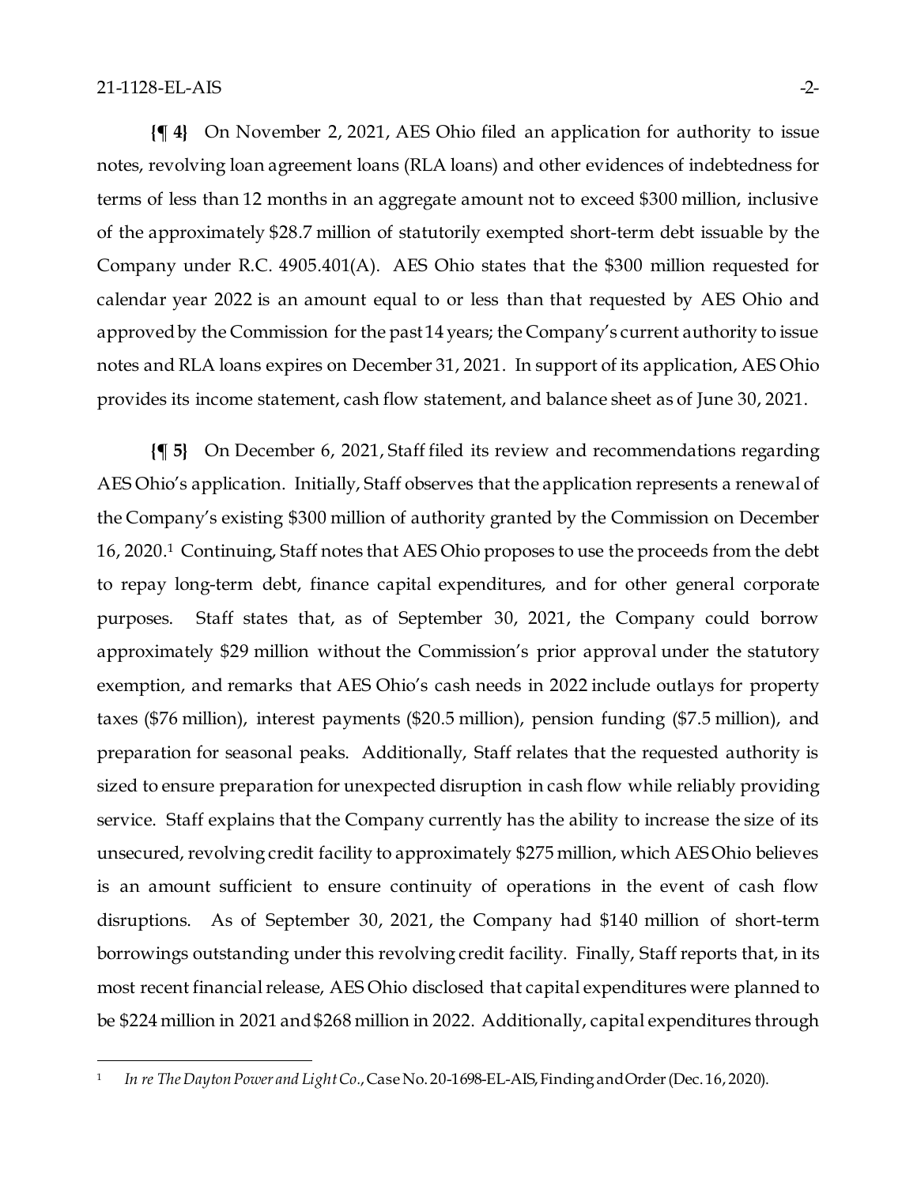**{¶ 4}** On November 2, 2021, AES Ohio filed an application for authority to issue notes, revolving loan agreement loans (RLA loans) and other evidences of indebtedness for terms of less than 12 months in an aggregate amount not to exceed $300 million, inclusive of the approximately $28.7 million of statutorily exempted short-term debt issuable by the Company under R.C. 4905.401(A). AES Ohio states that the $300 million requested for calendar year 2022 is an amount equal to or less than that requested by AES Ohio and approved by the Commission for the past 14 years; the Company's current authority to issue notes and RLA loans expires on December 31, 2021. In support of its application, AES Ohio provides its income statement, cash flow statement, and balance sheet as of June 30, 2021.

**{¶ 5}** On December 6, 2021, Staff filed its review and recommendations regarding AES Ohio's application. Initially, Staff observes that the application represents a renewal of the Company's existing $300 million of authority granted by the Commission on December 16, 2020.[1] Continuing, Staff notes that AES Ohio proposes to use the proceeds from the debt to repay long-term debt, finance capital expenditures, and for other general corporate purposes. Staff states that, as of September 30, 2021, the Company could borrow approximately $29 million without the Commission's prior approval under the statutory exemption, and remarks that AES Ohio's cash needs in 2022 include outlays for property taxes ($76 million), interest payments ($20.5 million), pension funding ($7.5 million), and preparation for seasonal peaks. Additionally, Staff relates that the requested authority is sized to ensure preparation for unexpected disruption in cash flow while reliably providing service. Staff explains that the Company currently has the ability to increase the size of its unsecured, revolving credit facility to approximately $275 million, which AES Ohio believes is an amount sufficient to ensure continuity of operations in the event of cash flow disruptions. As of September 30, 2021, the Company had $140 million of short-term borrowings outstanding under this revolving credit facility. Finally, Staff reports that, in its most recent financial release, AES Ohio disclosed that capital expenditures were planned to be $224 million in 2021 and $268 million in 2022. Additionally, capital expenditures through

[1] *In re The Dayton Power and Light Co.*, Case No. 20-1698-EL-AIS, Finding and Order (Dec. 16, 2020).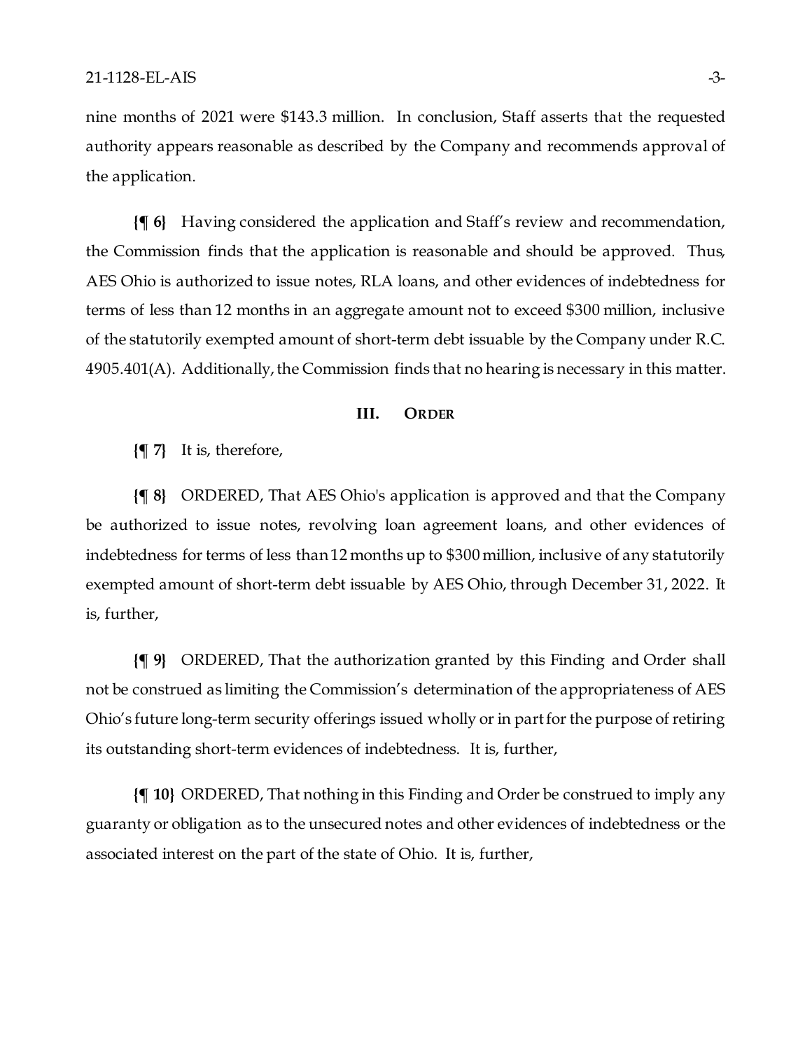nine months of 2021 were $143.3 million. In conclusion, Staff asserts that the requested authority appears reasonable as described by the Company and recommends approval of the application.

**{¶ 6}** Having considered the application and Staff's review and recommendation, the Commission finds that the application is reasonable and should be approved. Thus, AES Ohio is authorized to issue notes, RLA loans, and other evidences of indebtedness for terms of less than 12 months in an aggregate amount not to exceed $300 million, inclusive of the statutorily exempted amount of short-term debt issuable by the Company under R.C. 4905.401(A). Additionally, the Commission finds that no hearing is necessary in this matter.

## III. ORDER

**{¶ 7}** It is, therefore,

**{¶ 8}** ORDERED, That AES Ohio's application is approved and that the Company be authorized to issue notes, revolving loan agreement loans, and other evidences of indebtedness for terms of less than 12 months up to $300 million, inclusive of any statutorily exempted amount of short-term debt issuable by AES Ohio, through December 31, 2022. It is, further,

**{¶ 9}** ORDERED, That the authorization granted by this Finding and Order shall not be construed as limiting the Commission's determination of the appropriateness of AES Ohio's future long-term security offerings issued wholly or in part for the purpose of retiring its outstanding short-term evidences of indebtedness. It is, further,

**{¶ 10}** ORDERED, That nothing in this Finding and Order be construed to imply any guaranty or obligation as to the unsecured notes and other evidences of indebtedness or the associated interest on the part of the state of Ohio. It is, further,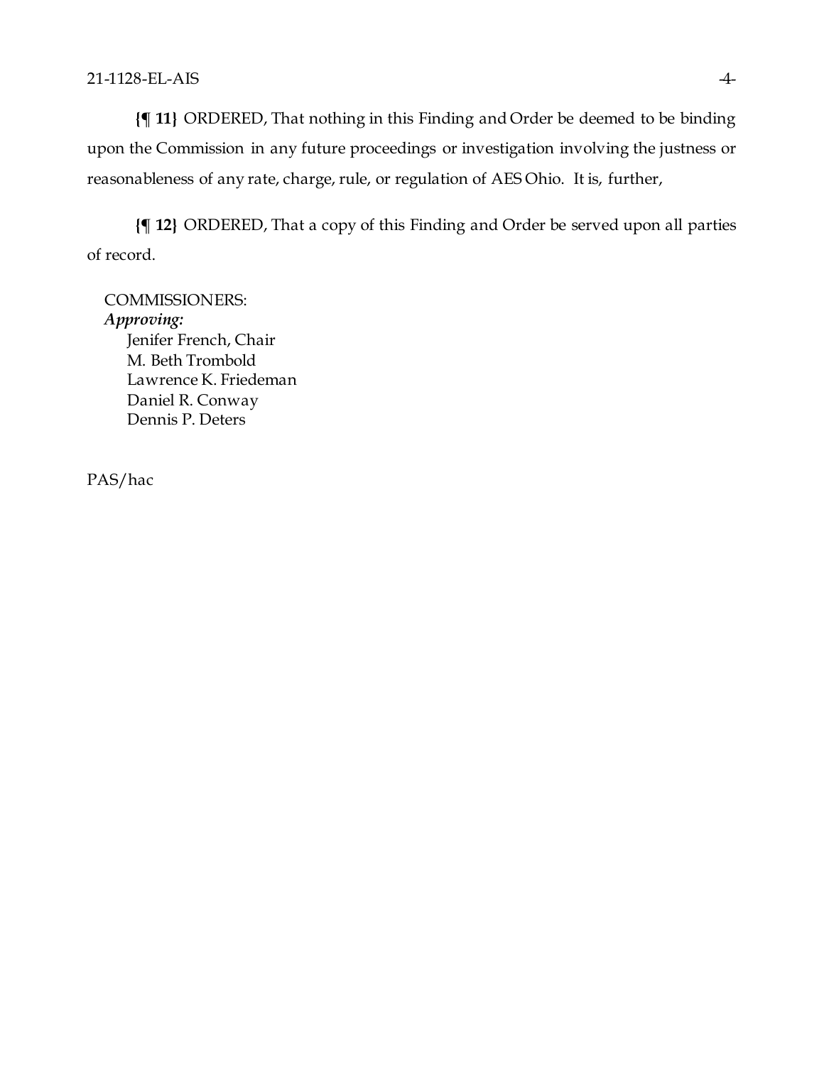**{¶ 11}** ORDERED, That nothing in this Finding and Order be deemed to be binding upon the Commission in any future proceedings or investigation involving the justness or reasonableness of any rate, charge, rule, or regulation of AES Ohio. It is, further,

**{¶ 12}** ORDERED, That a copy of this Finding and Order be served upon all parties of record.

COMMISSIONERS:
*Approving:*
Jenifer French, Chair
M. Beth Trombold
Lawrence K. Friedeman
Daniel R. Conway
Dennis P. Deters

PAS/hac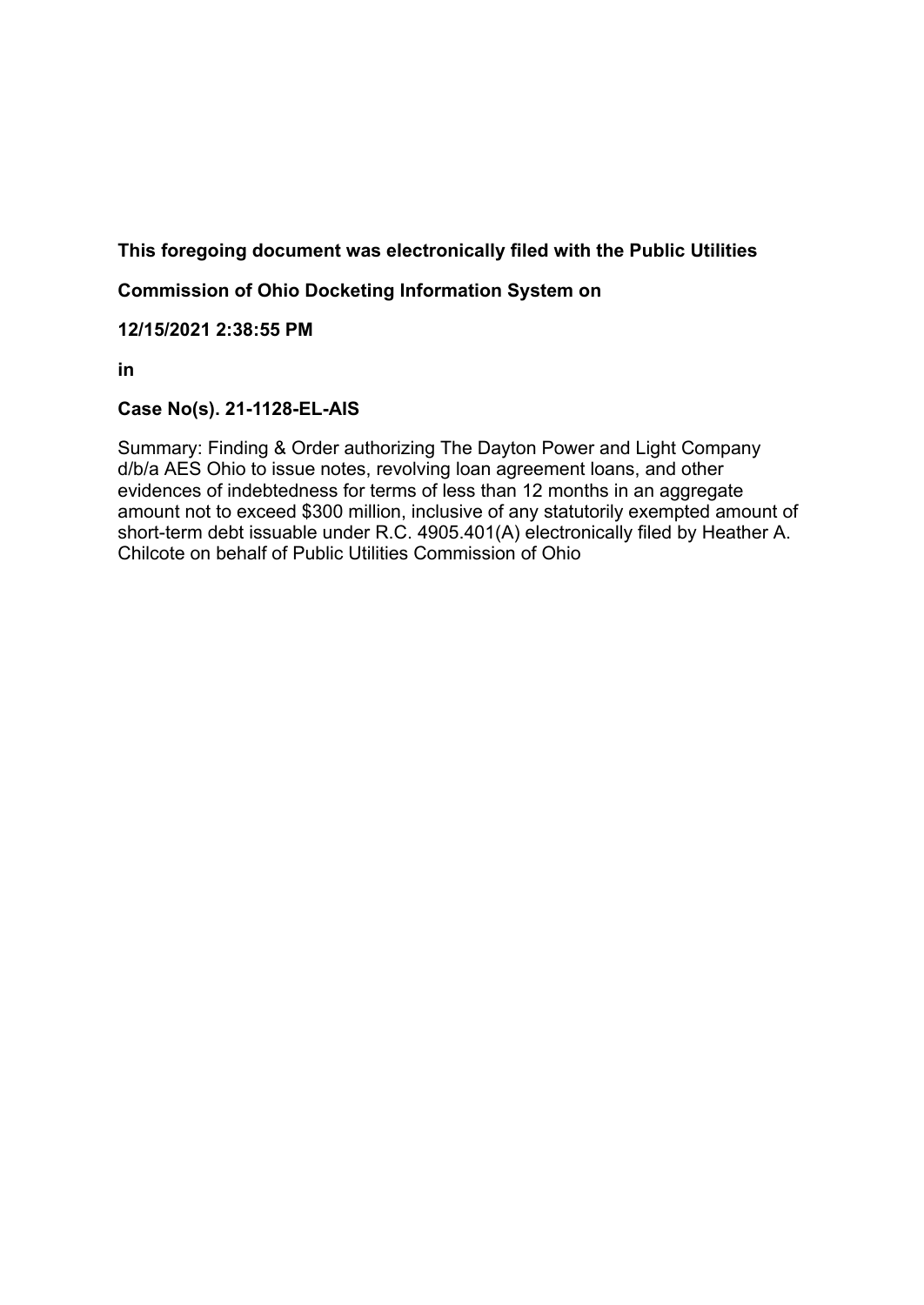**This foregoing document was electronically filed with the Public Utilities**

**Commission of Ohio Docketing Information System on**

**12/15/2021 2:38:55 PM**

**in**

**Case No(s). 21-1128-EL-AIS**

Summary: Finding & Order authorizing The Dayton Power and Light Company d/b/a AES Ohio to issue notes, revolving loan agreement loans, and other evidences of indebtedness for terms of less than 12 months in an aggregate amount not to exceed $300 million, inclusive of any statutorily exempted amount of short-term debt issuable under R.C. 4905.401(A) electronically filed by Heather A. Chilcote on behalf of Public Utilities Commission of Ohio